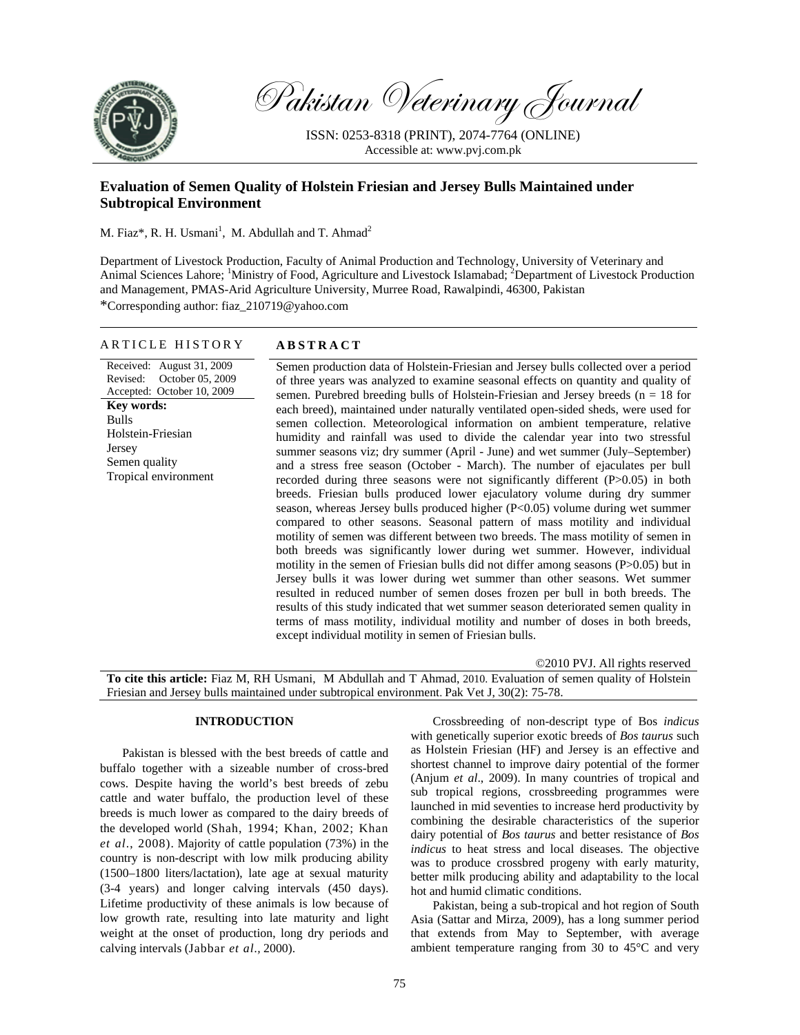Pakistan Veterinary Journal

ISSN: 0253-8318 (PRINT), 2074-7764 (ONLINE)
Accessible at: www.pvj.com.pk

# Evaluation of Semen Quality of Holstein Friesian and Jersey Bulls Maintained under Subtropical Environment

M. Fiaz*, R. H. Usmani[1], M. Abdullah and T. Ahmad[2]

Department of Livestock Production, Faculty of Animal Production and Technology, University of Veterinary and Animal Sciences Lahore; [1]Ministry of Food, Agriculture and Livestock Islamabad; [2]Department of Livestock Production and Management, PMAS-Arid Agriculture University, Murree Road, Rawalpindi, 46300, Pakistan

*Corresponding author: fiaz_210719@yahoo.com

**ARTICLE HISTORY**

Received: August 31, 2009
Revised: October 05, 2009
Accepted: October 10, 2009

**Key words:**
Bulls
Holstein-Friesian
Jersey
Semen quality
Tropical environment

**ABSTRACT**

Semen production data of Holstein-Friesian and Jersey bulls collected over a period of three years was analyzed to examine seasonal effects on quantity and quality of semen. Purebred breeding bulls of Holstein-Friesian and Jersey breeds (n = 18 for each breed), maintained under naturally ventilated open-sided sheds, were used for semen collection. Meteorological information on ambient temperature, relative humidity and rainfall was used to divide the calendar year into two stressful summer seasons viz; dry summer (April - June) and wet summer (July–September) and a stress free season (October - March). The number of ejaculates per bull recorded during three seasons were not significantly different ($P>0.05$) in both breeds. Friesian bulls produced lower ejaculatory volume during dry summer season, whereas Jersey bulls produced higher ($P<0.05$) volume during wet summer compared to other seasons. Seasonal pattern of mass motility and individual motility of semen was different between two breeds. The mass motility of semen in both breeds was significantly lower during wet summer. However, individual motility in the semen of Friesian bulls did not differ among seasons ($P>0.05$) but in Jersey bulls it was lower during wet summer than other seasons. Wet summer resulted in reduced number of semen doses frozen per bull in both breeds. The results of this study indicated that wet summer season deteriorated semen quality in terms of mass motility, individual motility and number of doses in both breeds, except individual motility in semen of Friesian bulls.

©2010 PVJ. All rights reserved

**To cite this article:** Fiaz M, RH Usmani, M Abdullah and T Ahmad, 2010. Evaluation of semen quality of Holstein Friesian and Jersey bulls maintained under subtropical environment. Pak Vet J, 30(2): 75-78.

## INTRODUCTION

Pakistan is blessed with the best breeds of cattle and buffalo together with a sizeable number of cross-bred cows. Despite having the world's best breeds of zebu cattle and water buffalo, the production level of these breeds is much lower as compared to the dairy breeds of the developed world (Shah, 1994; Khan, 2002; Khan *et al*., 2008). Majority of cattle population (73%) in the country is non-descript with low milk producing ability (1500–1800 liters/lactation), late age at sexual maturity (3-4 years) and longer calving intervals (450 days). Lifetime productivity of these animals is low because of low growth rate, resulting into late maturity and light weight at the onset of production, long dry periods and calving intervals (Jabbar *et al.,* 2000).

Crossbreeding of non-descript type of Bos *indicus* with genetically superior exotic breeds of *Bos taurus* such as Holstein Friesian (HF) and Jersey is an effective and shortest channel to improve dairy potential of the former (Anjum *et al*., 2009). In many countries of tropical and sub tropical regions, crossbreeding programmes were launched in mid seventies to increase herd productivity by combining the desirable characteristics of the superior dairy potential of *Bos taurus* and better resistance of *Bos indicus* to heat stress and local diseases. The objective was to produce crossbred progeny with early maturity, better milk producing ability and adaptability to the local hot and humid climatic conditions.

Pakistan, being a sub-tropical and hot region of South Asia (Sattar and Mirza, 2009), has a long summer period that extends from May to September, with average ambient temperature ranging from 30 to 45°C and very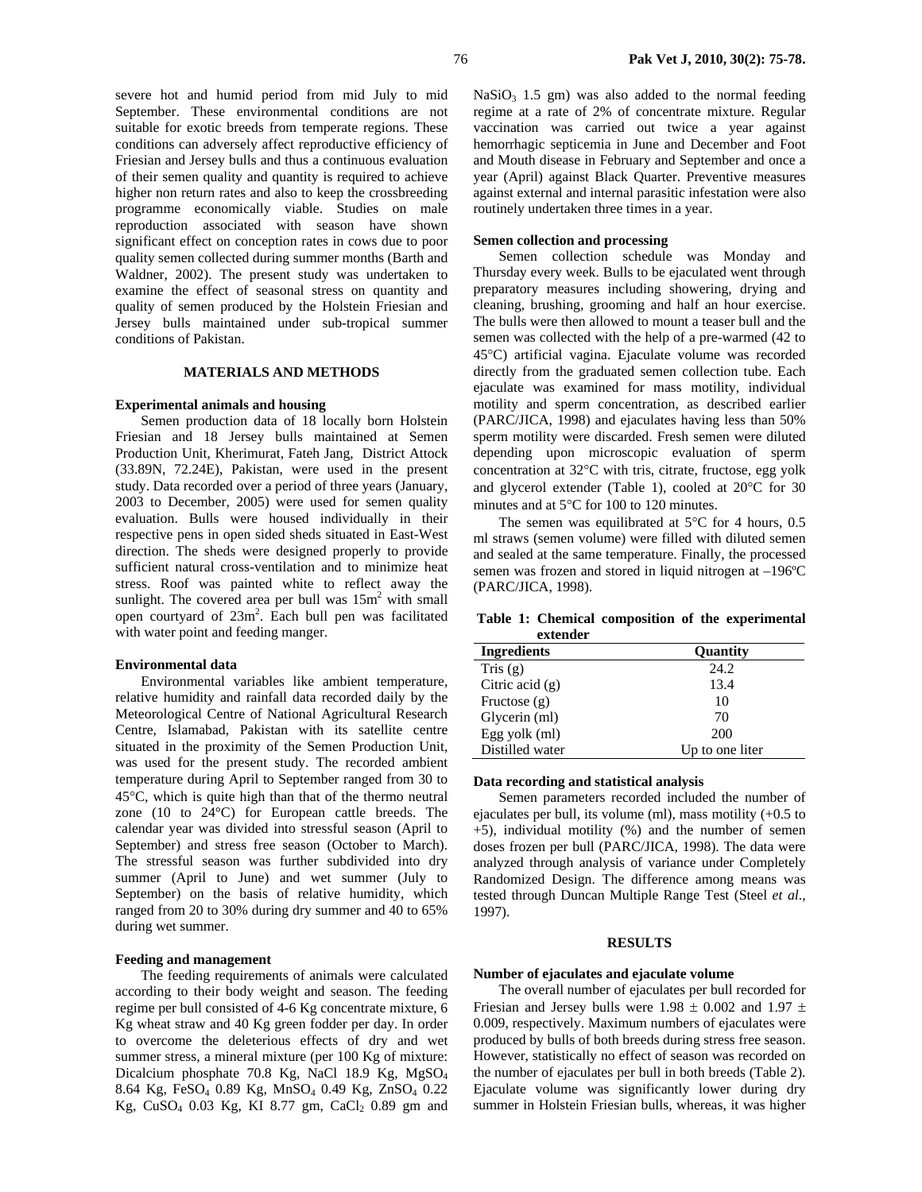severe hot and humid period from mid July to mid September. These environmental conditions are not suitable for exotic breeds from temperate regions. These conditions can adversely affect reproductive efficiency of Friesian and Jersey bulls and thus a continuous evaluation of their semen quality and quantity is required to achieve higher non return rates and also to keep the crossbreeding programme economically viable. Studies on male reproduction associated with season have shown significant effect on conception rates in cows due to poor quality semen collected during summer months (Barth and Waldner, 2002). The present study was undertaken to examine the effect of seasonal stress on quantity and quality of semen produced by the Holstein Friesian and Jersey bulls maintained under sub-tropical summer conditions of Pakistan.

## MATERIALS AND METHODS

### Experimental animals and housing

Semen production data of 18 locally born Holstein Friesian and 18 Jersey bulls maintained at Semen Production Unit, Kherimurat, Fateh Jang, District Attock (33.89N, 72.24E), Pakistan, were used in the present study. Data recorded over a period of three years (January, 2003 to December, 2005) were used for semen quality evaluation. Bulls were housed individually in their respective pens in open sided sheds situated in East-West direction. The sheds were designed properly to provide sufficient natural cross-ventilation and to minimize heat stress. Roof was painted white to reflect away the sunlight. The covered area per bull was $15m^2$ with small open courtyard of $23m^2$. Each bull pen was facilitated with water point and feeding manger.

### Environmental data

Environmental variables like ambient temperature, relative humidity and rainfall data recorded daily by the Meteorological Centre of National Agricultural Research Centre, Islamabad, Pakistan with its satellite centre situated in the proximity of the Semen Production Unit, was used for the present study. The recorded ambient temperature during April to September ranged from 30 to 45°C, which is quite high than that of the thermo neutral zone (10 to 24°C) for European cattle breeds. The calendar year was divided into stressful season (April to September) and stress free season (October to March). The stressful season was further subdivided into dry summer (April to June) and wet summer (July to September) on the basis of relative humidity, which ranged from 20 to 30% during dry summer and 40 to 65% during wet summer.

### Feeding and management

The feeding requirements of animals were calculated according to their body weight and season. The feeding regime per bull consisted of 4-6 Kg concentrate mixture, 6 Kg wheat straw and 40 Kg green fodder per day. In order to overcome the deleterious effects of dry and wet summer stress, a mineral mixture (per 100 Kg of mixture: Dicalcium phosphate 70.8 Kg, NaCl 18.9 Kg, $MgSO_4$ 8.64 Kg, $FeSO_4$ 0.89 Kg, $MnSO_4$ 0.49 Kg, $ZnSO_4$ 0.22 Kg, $CuSO_4$ 0.03 Kg, KI 8.77 gm, $CaCl_2$ 0.89 gm and $NaSiO_3$ 1.5 gm) was also added to the normal feeding regime at a rate of 2% of concentrate mixture. Regular vaccination was carried out twice a year against hemorrhagic septicemia in June and December and Foot and Mouth disease in February and September and once a year (April) against Black Quarter. Preventive measures against external and internal parasitic infestation were also routinely undertaken three times in a year.

### Semen collection and processing

Semen collection schedule was Monday and Thursday every week. Bulls to be ejaculated went through preparatory measures including showering, drying and cleaning, brushing, grooming and half an hour exercise. The bulls were then allowed to mount a teaser bull and the semen was collected with the help of a pre-warmed (42 to 45°C) artificial vagina. Ejaculate volume was recorded directly from the graduated semen collection tube. Each ejaculate was examined for mass motility, individual motility and sperm concentration, as described earlier (PARC/JICA, 1998) and ejaculates having less than 50% sperm motility were discarded. Fresh semen were diluted depending upon microscopic evaluation of sperm concentration at 32°C with tris, citrate, fructose, egg yolk and glycerol extender (Table 1), cooled at 20°C for 30 minutes and at 5°C for 100 to 120 minutes.

The semen was equilibrated at 5°C for 4 hours, 0.5 ml straws (semen volume) were filled with diluted semen and sealed at the same temperature. Finally, the processed semen was frozen and stored in liquid nitrogen at –196ºC (PARC/JICA, 1998).

**Table 1: Chemical composition of the experimental extender**

| Ingredients | Quantity |
|---|---|
| Tris (g) | 24.2 |
| Citric acid (g) | 13.4 |
| Fructose (g) | 10 |
| Glycerin (ml) | 70 |
| Egg yolk (ml) | 200 |
| Distilled water | Up to one liter |

### Data recording and statistical analysis

Semen parameters recorded included the number of ejaculates per bull, its volume (ml), mass motility (+0.5 to +5), individual motility (%) and the number of semen doses frozen per bull (PARC/JICA, 1998). The data were analyzed through analysis of variance under Completely Randomized Design. The difference among means was tested through Duncan Multiple Range Test (Steel *et al*., 1997).

## RESULTS

### Number of ejaculates and ejaculate volume

The overall number of ejaculates per bull recorded for Friesian and Jersey bulls were $1.98 \pm 0.002$ and $1.97 \pm 0.009$, respectively. Maximum numbers of ejaculates were produced by bulls of both breeds during stress free season. However, statistically no effect of season was recorded on the number of ejaculates per bull in both breeds (Table 2). Ejaculate volume was significantly lower during dry summer in Holstein Friesian bulls, whereas, it was higher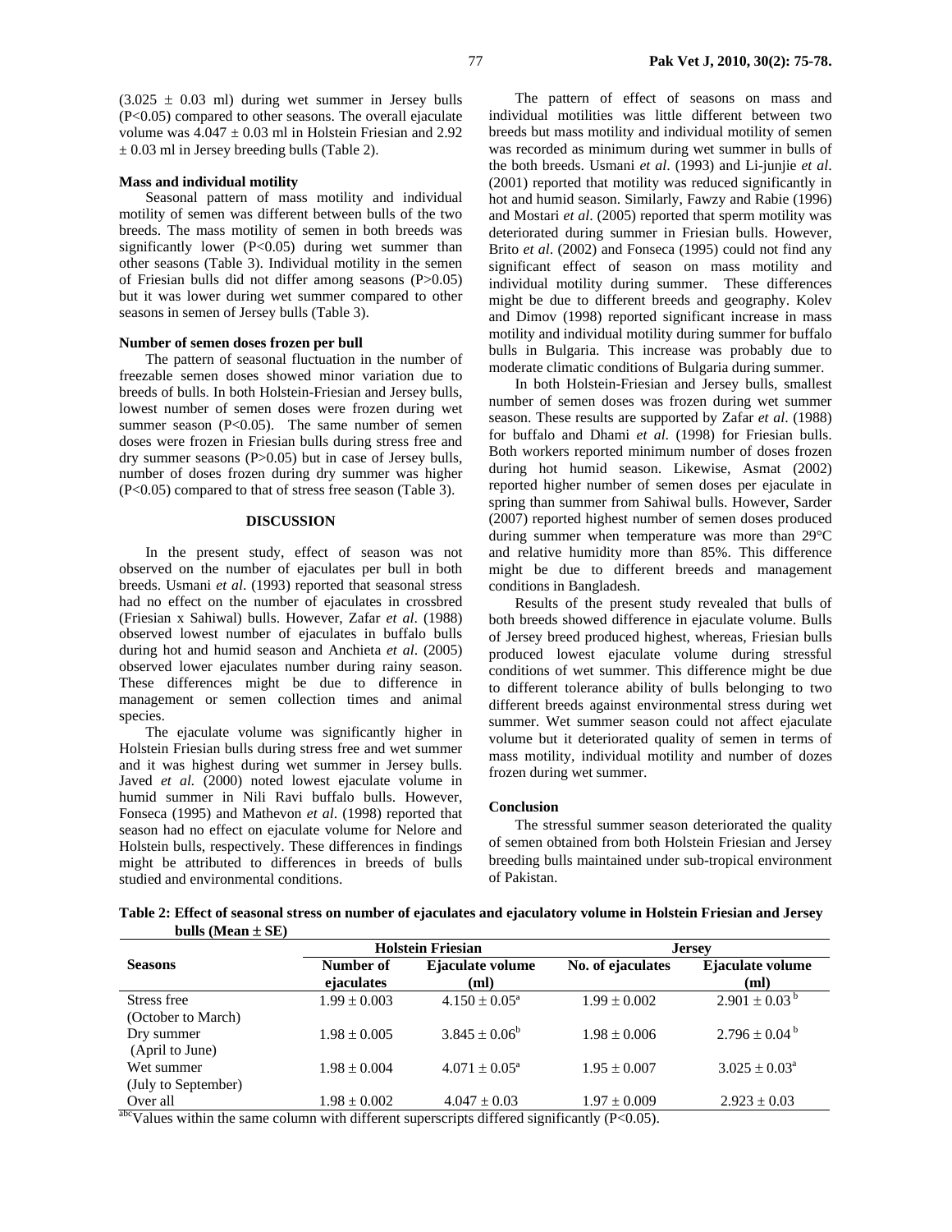(3.025 ± 0.03 ml) during wet summer in Jersey bulls ($P<0.05$) compared to other seasons. The overall ejaculate volume was 4.047 ± 0.03 ml in Holstein Friesian and 2.92 ± 0.03 ml in Jersey breeding bulls (Table 2).

### Mass and individual motility

Seasonal pattern of mass motility and individual motility of semen was different between bulls of the two breeds. The mass motility of semen in both breeds was significantly lower ($P<0.05$) during wet summer than other seasons (Table 3). Individual motility in the semen of Friesian bulls did not differ among seasons ($P>0.05$) but it was lower during wet summer compared to other seasons in semen of Jersey bulls (Table 3).

### Number of semen doses frozen per bull

The pattern of seasonal fluctuation in the number of freezable semen doses showed minor variation due to breeds of bulls. In both Holstein-Friesian and Jersey bulls, lowest number of semen doses were frozen during wet summer season ($P<0.05$). The same number of semen doses were frozen in Friesian bulls during stress free and dry summer seasons ($P>0.05$) but in case of Jersey bulls, number of doses frozen during dry summer was higher ($P<0.05$) compared to that of stress free season (Table 3).

## DISCUSSION

In the present study, effect of season was not observed on the number of ejaculates per bull in both breeds. Usmani *et al*. (1993) reported that seasonal stress had no effect on the number of ejaculates in crossbred (Friesian x Sahiwal) bulls. However, Zafar *et al*. (1988) observed lowest number of ejaculates in buffalo bulls during hot and humid season and Anchieta *et al*. (2005) observed lower ejaculates number during rainy season. These differences might be due to difference in management or semen collection times and animal species.

The ejaculate volume was significantly higher in Holstein Friesian bulls during stress free and wet summer and it was highest during wet summer in Jersey bulls. Javed *et al.* (2000) noted lowest ejaculate volume in humid summer in Nili Ravi buffalo bulls. However, Fonseca (1995) and Mathevon *et al*. (1998) reported that season had no effect on ejaculate volume for Nelore and Holstein bulls, respectively. These differences in findings might be attributed to differences in breeds of bulls studied and environmental conditions.

The pattern of effect of seasons on mass and individual motilities was little different between two breeds but mass motility and individual motility of semen was recorded as minimum during wet summer in bulls of the both breeds. Usmani *et al*. (1993) and Li-junjie *et al*. (2001) reported that motility was reduced significantly in hot and humid season. Similarly, Fawzy and Rabie (1996) and Mostari *et al*. (2005) reported that sperm motility was deteriorated during summer in Friesian bulls. However, Brito *et al*. (2002) and Fonseca (1995) could not find any significant effect of season on mass motility and individual motility during summer. These differences might be due to different breeds and geography. Kolev and Dimov (1998) reported significant increase in mass motility and individual motility during summer for buffalo bulls in Bulgaria. This increase was probably due to moderate climatic conditions of Bulgaria during summer.

In both Holstein-Friesian and Jersey bulls, smallest number of semen doses was frozen during wet summer season. These results are supported by Zafar *et al*. (1988) for buffalo and Dhami *et al*. (1998) for Friesian bulls. Both workers reported minimum number of doses frozen during hot humid season. Likewise, Asmat (2002) reported higher number of semen doses per ejaculate in spring than summer from Sahiwal bulls. However, Sarder (2007) reported highest number of semen doses produced during summer when temperature was more than 29°C and relative humidity more than 85%. This difference might be due to different breeds and management conditions in Bangladesh.

Results of the present study revealed that bulls of both breeds showed difference in ejaculate volume. Bulls of Jersey breed produced highest, whereas, Friesian bulls produced lowest ejaculate volume during stressful conditions of wet summer. This difference might be due to different tolerance ability of bulls belonging to two different breeds against environmental stress during wet summer. Wet summer season could not affect ejaculate volume but it deteriorated quality of semen in terms of mass motility, individual motility and number of dozes frozen during wet summer.

### Conclusion

The stressful summer season deteriorated the quality of semen obtained from both Holstein Friesian and Jersey breeding bulls maintained under sub-tropical environment of Pakistan.

**Table 2: Effect of seasonal stress on number of ejaculates and ejaculatory volume in Holstein Friesian and Jersey bulls (Mean ± SE)**

| Seasons | Holstein Friesian | | Jersey | |
|---|---|---|---|---|
| | Number of ejaculates | Ejaculate volume (ml) | No. of ejaculates | Ejaculate volume (ml) |
| Stress free (October to March) | 1.99 ± 0.003 | $4.150 \pm 0.05^{a}$ | 1.99 ± 0.002 | $2.901 \pm 0.03^{b}$ |
| Dry summer (April to June) | 1.98 ± 0.005 | $3.845 \pm 0.06^{b}$ | 1.98 ± 0.006 | $2.796 \pm 0.04^{b}$ |
| Wet summer (July to September) | 1.98 ± 0.004 | $4.071 \pm 0.05^{a}$ | 1.95 ± 0.007 | $3.025 \pm 0.03^{a}$ |
| Over all | 1.98 ± 0.002 | 4.047 ± 0.03 | 1.97 ± 0.009 | 2.923 ± 0.03 |

[abc]Values within the same column with different superscripts differed significantly ($P<0.05$).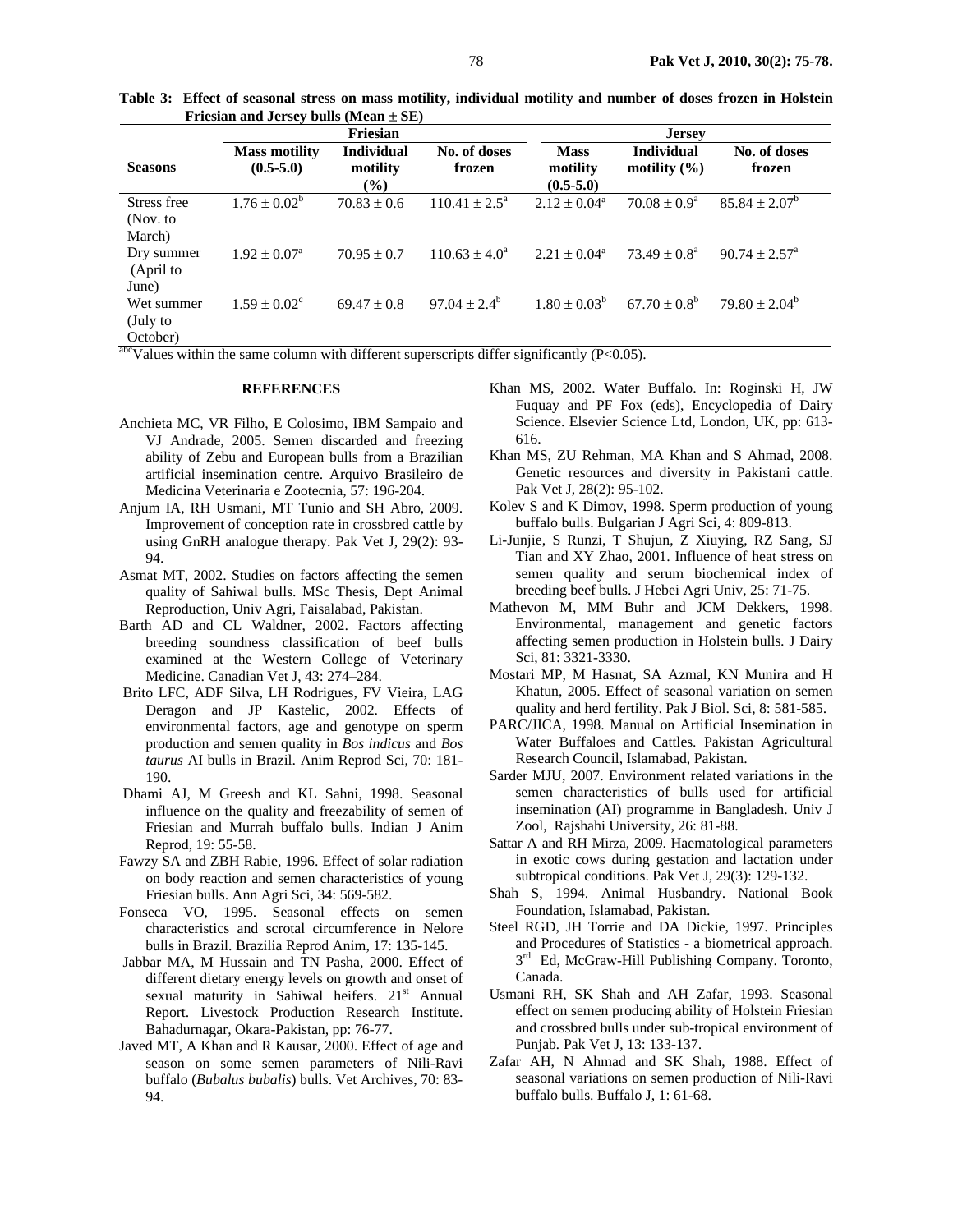**Table 3: Effect of seasonal stress on mass motility, individual motility and number of doses frozen in Holstein Friesian and Jersey bulls (Mean ± SE)**

| Seasons | Friesian | | | Jersey | | |
|---|---|---|---|---|---|---|
| | Mass motility (0.5-5.0) | Individual motility (%) | No. of doses frozen | Mass motility (0.5-5.0) | Individual motility (%) | No. of doses frozen |
| Stress free (Nov. to March) | $1.76 \pm 0.02^b$ | $70.83 \pm 0.6$ | $110.41 \pm 2.5^a$ | $2.12 \pm 0.04^a$ | $70.08 \pm 0.9^a$ | $85.84 \pm 2.07^b$ |
| Dry summer (April to June) | $1.92 \pm 0.07^a$ | $70.95 \pm 0.7$ | $110.63 \pm 4.0^a$ | $2.21 \pm 0.04^a$ | $73.49 \pm 0.8^a$ | $90.74 \pm 2.57^a$ |
| Wet summer (July to October) | $1.59 \pm 0.02^c$ | $69.47 \pm 0.8$ | $97.04 \pm 2.4^b$ | $1.80 \pm 0.03^b$ | $67.70 \pm 0.8^b$ | $79.80 \pm 2.04^b$ |

[abc]Values within the same column with different superscripts differ significantly (P<0.05).

## REFERENCES

Anchieta MC, VR Filho, E Colosimo, IBM Sampaio and VJ Andrade, 2005. Semen discarded and freezing ability of Zebu and European bulls from a Brazilian artificial insemination centre. Arquivo Brasileiro de Medicina Veterinaria e Zootecnia, 57: 196-204.

Anjum IA, RH Usmani, MT Tunio and SH Abro, 2009. Improvement of conception rate in crossbred cattle by using GnRH analogue therapy. Pak Vet J, 29(2): 93-94.

Asmat MT, 2002. Studies on factors affecting the semen quality of Sahiwal bulls. MSc Thesis, Dept Animal Reproduction, Univ Agri, Faisalabad, Pakistan.

Barth AD and CL Waldner, 2002. Factors affecting breeding soundness classification of beef bulls examined at the Western College of Veterinary Medicine. Canadian Vet J, 43: 274–284.

Brito LFC, ADF Silva, LH Rodrigues, FV Vieira, LAG Deragon and JP Kastelic, 2002. Effects of environmental factors, age and genotype on sperm production and semen quality in *Bos indicus* and *Bos taurus* AI bulls in Brazil. Anim Reprod Sci, 70: 181-190.

Dhami AJ, M Greesh and KL Sahni, 1998. Seasonal influence on the quality and freezability of semen of Friesian and Murrah buffalo bulls. Indian J Anim Reprod, 19: 55-58.

Fawzy SA and ZBH Rabie, 1996. Effect of solar radiation on body reaction and semen characteristics of young Friesian bulls. Ann Agri Sci, 34: 569-582.

Fonseca VO, 1995. Seasonal effects on semen characteristics and scrotal circumference in Nelore bulls in Brazil. Brazilia Reprod Anim, 17: 135-145.

Jabbar MA, M Hussain and TN Pasha, 2000. Effect of different dietary energy levels on growth and onset of sexual maturity in Sahiwal heifers. 21st Annual Report. Livestock Production Research Institute. Bahadurnagar, Okara-Pakistan, pp: 76-77.

Javed MT, A Khan and R Kausar, 2000. Effect of age and season on some semen parameters of Nili-Ravi buffalo (*Bubalus bubalis*) bulls. Vet Archives, 70: 83-94.

Khan MS, 2002. Water Buffalo. In: Roginski H, JW Fuquay and PF Fox (eds), Encyclopedia of Dairy Science. Elsevier Science Ltd, London, UK, pp: 613-616.

Khan MS, ZU Rehman, MA Khan and S Ahmad, 2008. Genetic resources and diversity in Pakistani cattle. Pak Vet J, 28(2): 95-102.

Kolev S and K Dimov, 1998. Sperm production of young buffalo bulls. Bulgarian J Agri Sci, 4: 809-813.

Li-Junjie, S Runzi, T Shujun, Z Xiuying, RZ Sang, SJ Tian and XY Zhao, 2001. Influence of heat stress on semen quality and serum biochemical index of breeding beef bulls. J Hebei Agri Univ, 25: 71-75.

Mathevon M, MM Buhr and JCM Dekkers, 1998. Environmental, management and genetic factors affecting semen production in Holstein bulls. J Dairy Sci, 81: 3321-3330.

Mostari MP, M Hasnat, SA Azmal, KN Munira and H Khatun, 2005. Effect of seasonal variation on semen quality and herd fertility. Pak J Biol. Sci, 8: 581-585.

PARC/JICA, 1998. Manual on Artificial Insemination in Water Buffaloes and Cattles. Pakistan Agricultural Research Council, Islamabad, Pakistan.

Sarder MJU, 2007. Environment related variations in the semen characteristics of bulls used for artificial insemination (AI) programme in Bangladesh. Univ J Zool, Rajshahi University, 26: 81-88.

Sattar A and RH Mirza, 2009. Haematological parameters in exotic cows during gestation and lactation under subtropical conditions. Pak Vet J, 29(3): 129-132.

Shah S, 1994. Animal Husbandry. National Book Foundation, Islamabad, Pakistan.

Steel RGD, JH Torrie and DA Dickie, 1997. Principles and Procedures of Statistics - a biometrical approach. 3rd Ed, McGraw-Hill Publishing Company. Toronto, Canada.

Usmani RH, SK Shah and AH Zafar, 1993. Seasonal effect on semen producing ability of Holstein Friesian and crossbred bulls under sub-tropical environment of Punjab. Pak Vet J, 13: 133-137.

Zafar AH, N Ahmad and SK Shah, 1988. Effect of seasonal variations on semen production of Nili-Ravi buffalo bulls. Buffalo J, 1: 61-68.